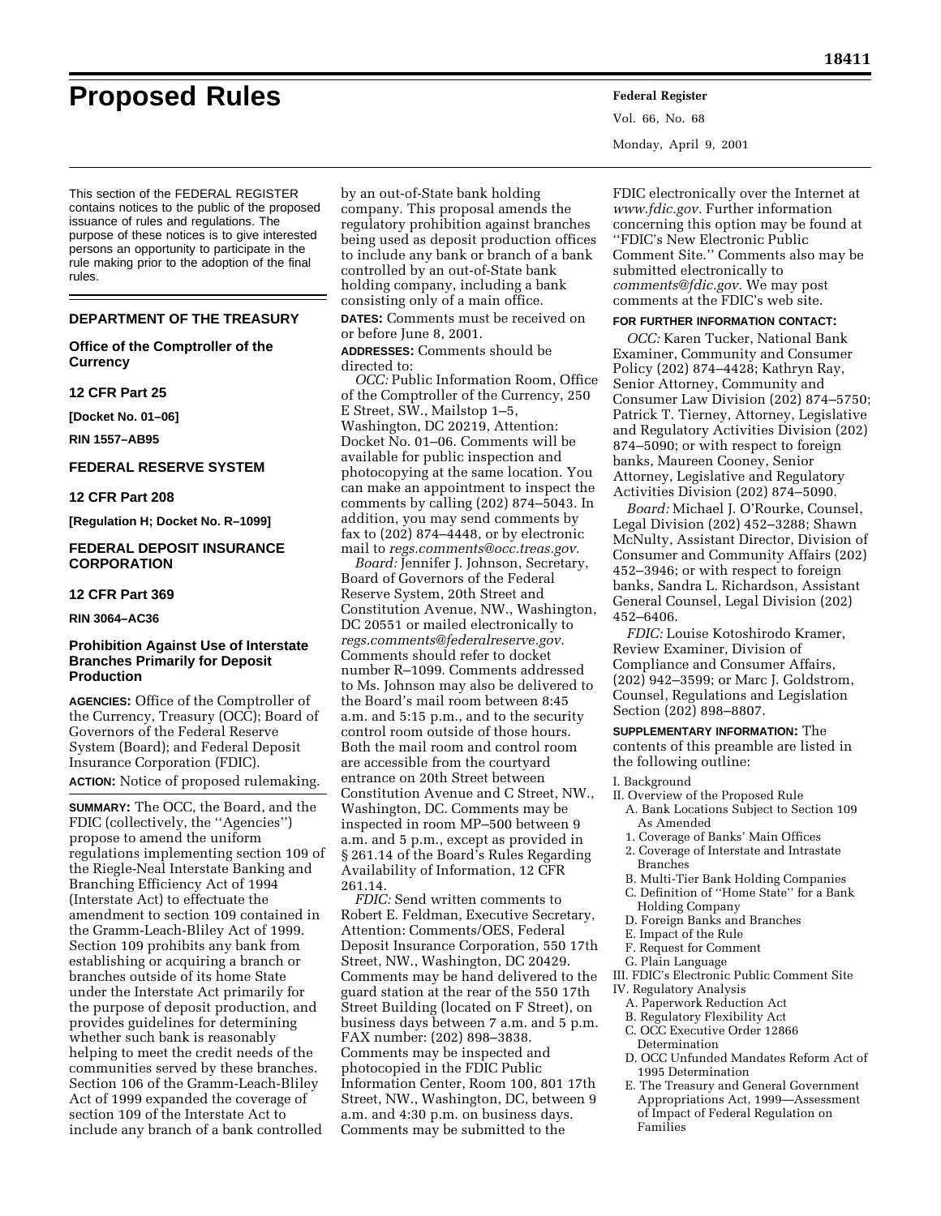# Proposed Rules

This section of the FEDERAL REGISTER contains notices to the public of the proposed issuance of rules and regulations. The purpose of these notices is to give interested persons an opportunity to participate in the rule making prior to the adoption of the final rules.

## DEPARTMENT OF THE TREASURY

### Office of the Comptroller of the Currency

### 12 CFR Part 25

**[Docket No. 01–06]**

**RIN 1557–AB95**

## FEDERAL RESERVE SYSTEM

### 12 CFR Part 208

**[Regulation H; Docket No. R–1099]**

## FEDERAL DEPOSIT INSURANCE CORPORATION

### 12 CFR Part 369

**RIN 3064–AC36**

### Prohibition Against Use of Interstate Branches Primarily for Deposit Production

**AGENCIES:** Office of the Comptroller of the Currency, Treasury (OCC); Board of Governors of the Federal Reserve System (Board); and Federal Deposit Insurance Corporation (FDIC).

**ACTION:** Notice of proposed rulemaking.

**SUMMARY:** The OCC, the Board, and the FDIC (collectively, the ''Agencies'') propose to amend the uniform regulations implementing section 109 of the Riegle-Neal Interstate Banking and Branching Efficiency Act of 1994 (Interstate Act) to effectuate the amendment to section 109 contained in the Gramm-Leach-Bliley Act of 1999. Section 109 prohibits any bank from establishing or acquiring a branch or branches outside of its home State under the Interstate Act primarily for the purpose of deposit production, and provides guidelines for determining whether such bank is reasonably helping to meet the credit needs of the communities served by these branches. Section 106 of the Gramm-Leach-Bliley Act of 1999 expanded the coverage of section 109 of the Interstate Act to include any branch of a bank controlled by an out-of-State bank holding company. This proposal amends the regulatory prohibition against branches being used as deposit production offices to include any bank or branch of a bank controlled by an out-of-State bank holding company, including a bank consisting only of a main office.

**DATES:** Comments must be received on or before June 8, 2001.

**ADDRESSES:** Comments should be directed to:

*OCC:* Public Information Room, Office of the Comptroller of the Currency, 250 E Street, SW., Mailstop 1–5, Washington, DC 20219, Attention: Docket No. 01–06. Comments will be available for public inspection and photocopying at the same location. You can make an appointment to inspect the comments by calling (202) 874–5043. In addition, you may send comments by fax to (202) 874–4448, or by electronic mail to *regs.comments@occ.treas.gov.*

*Board:* Jennifer J. Johnson, Secretary, Board of Governors of the Federal Reserve System, 20th Street and Constitution Avenue, NW., Washington, DC 20551 or mailed electronically to *regs.comments@federalreserve.gov.* Comments should refer to docket number R–1099. Comments addressed to Ms. Johnson may also be delivered to the Board's mail room between 8:45 a.m. and 5:15 p.m., and to the security control room outside of those hours. Both the mail room and control room are accessible from the courtyard entrance on 20th Street between Constitution Avenue and C Street, NW., Washington, DC. Comments may be inspected in room MP–500 between 9 a.m. and 5 p.m., except as provided in § 261.14 of the Board's Rules Regarding Availability of Information, 12 CFR 261.14.

*FDIC:* Send written comments to Robert E. Feldman, Executive Secretary, Attention: Comments/OES, Federal Deposit Insurance Corporation, 550 17th Street, NW., Washington, DC 20429. Comments may be hand delivered to the guard station at the rear of the 550 17th Street Building (located on F Street), on business days between 7 a.m. and 5 p.m. FAX number: (202) 898–3838. Comments may be inspected and photocopied in the FDIC Public Information Center, Room 100, 801 17th Street, NW., Washington, DC, between 9 a.m. and 4:30 p.m. on business days. Comments may be submitted to the FDIC electronically over the Internet at *www.fdic.gov.* Further information concerning this option may be found at ''FDIC's New Electronic Public Comment Site.'' Comments also may be submitted electronically to *comments@fdic.gov.* We may post comments at the FDIC's web site.

**FOR FURTHER INFORMATION CONTACT:**

*OCC:* Karen Tucker, National Bank Examiner, Community and Consumer Policy (202) 874–4428; Kathryn Ray, Senior Attorney, Community and Consumer Law Division (202) 874–5750; Patrick T. Tierney, Attorney, Legislative and Regulatory Activities Division (202) 874–5090; or with respect to foreign banks, Maureen Cooney, Senior Attorney, Legislative and Regulatory Activities Division (202) 874–5090.

*Board:* Michael J. O'Rourke, Counsel, Legal Division (202) 452–3288; Shawn McNulty, Assistant Director, Division of Consumer and Community Affairs (202) 452–3946; or with respect to foreign banks, Sandra L. Richardson, Assistant General Counsel, Legal Division (202) 452–6406.

*FDIC:* Louise Kotoshirodo Kramer, Review Examiner, Division of Compliance and Consumer Affairs, (202) 942–3599; or Marc J. Goldstrom, Counsel, Regulations and Legislation Section (202) 898–8807.

**SUPPLEMENTARY INFORMATION:** The contents of this preamble are listed in the following outline:

I. Background
II. Overview of the Proposed Rule
  A. Bank Locations Subject to Section 109 As Amended
    1. Coverage of Banks' Main Offices
    2. Coverage of Interstate and Intrastate Branches
  B. Multi-Tier Bank Holding Companies
  C. Definition of ''Home State'' for a Bank Holding Company
  D. Foreign Banks and Branches
  E. Impact of the Rule
  F. Request for Comment
  G. Plain Language
III. FDIC's Electronic Public Comment Site
IV. Regulatory Analysis
  A. Paperwork Reduction Act
  B. Regulatory Flexibility Act
  C. OCC Executive Order 12866 Determination
  D. OCC Unfunded Mandates Reform Act of 1995 Determination
  E. The Treasury and General Government Appropriations Act, 1999—Assessment of Impact of Federal Regulation on Families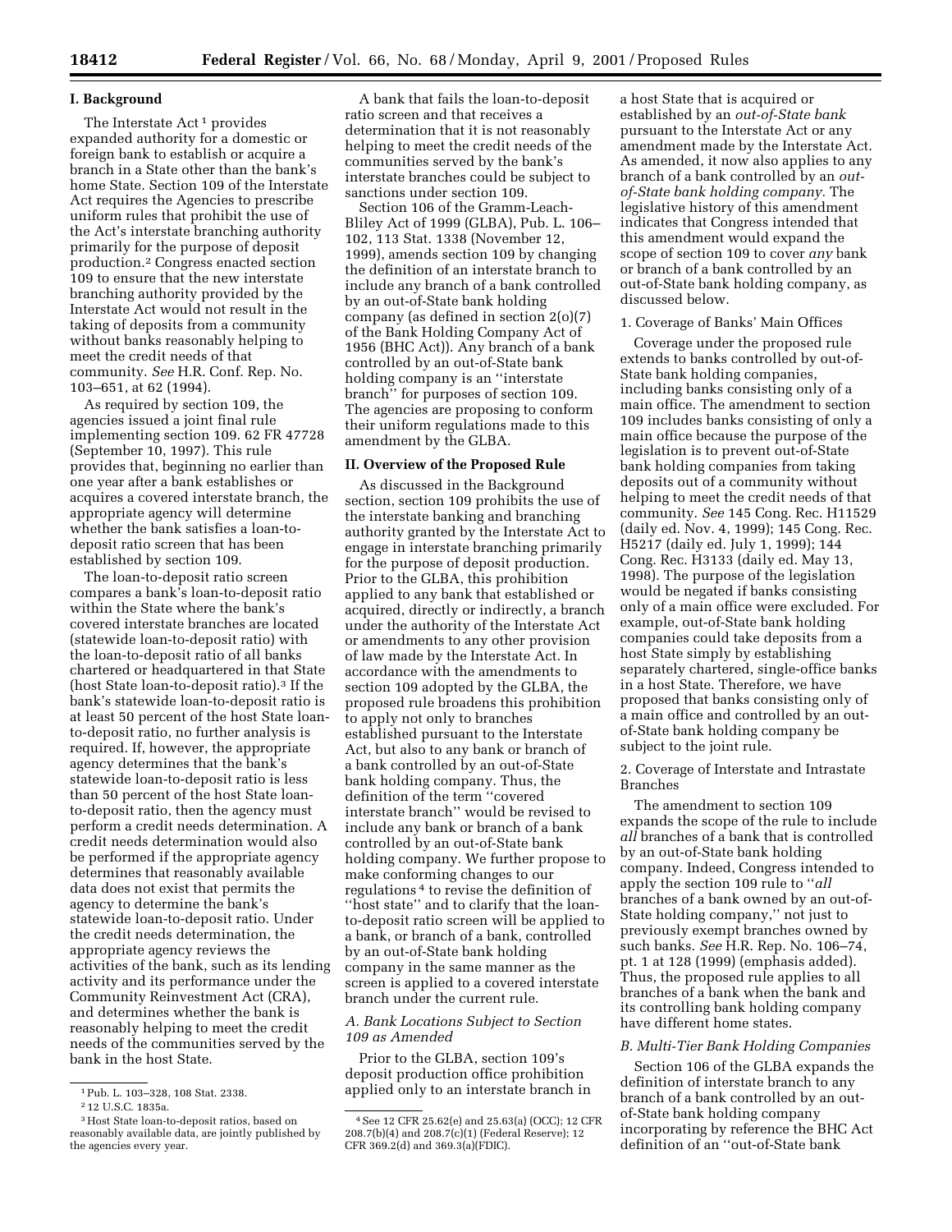## I. Background

The Interstate Act[1] provides expanded authority for a domestic or foreign bank to establish or acquire a branch in a State other than the bank's home State. Section 109 of the Interstate Act requires the Agencies to prescribe uniform rules that prohibit the use of the Act's interstate branching authority primarily for the purpose of deposit production.[2] Congress enacted section 109 to ensure that the new interstate branching authority provided by the Interstate Act would not result in the taking of deposits from a community without banks reasonably helping to meet the credit needs of that community. *See* H.R. Conf. Rep. No. 103–651, at 62 (1994).

As required by section 109, the agencies issued a joint final rule implementing section 109. 62 FR 47728 (September 10, 1997). This rule provides that, beginning no earlier than one year after a bank establishes or acquires a covered interstate branch, the appropriate agency will determine whether the bank satisfies a loan-to-deposit ratio screen that has been established by section 109.

The loan-to-deposit ratio screen compares a bank's loan-to-deposit ratio within the State where the bank's covered interstate branches are located (statewide loan-to-deposit ratio) with the loan-to-deposit ratio of all banks chartered or headquartered in that State (host State loan-to-deposit ratio).[3] If the bank's statewide loan-to-deposit ratio is at least 50 percent of the host State loan-to-deposit ratio, no further analysis is required. If, however, the appropriate agency determines that the bank's statewide loan-to-deposit ratio is less than 50 percent of the host State loan-to-deposit ratio, then the agency must perform a credit needs determination. A credit needs determination would also be performed if the appropriate agency determines that reasonably available data does not exist that permits the agency to determine the bank's statewide loan-to-deposit ratio. Under the credit needs determination, the appropriate agency reviews the activities of the bank, such as its lending activity and its performance under the Community Reinvestment Act (CRA), and determines whether the bank is reasonably helping to meet the credit needs of the communities served by the bank in the host State.

A bank that fails the loan-to-deposit ratio screen and that receives a determination that it is not reasonably helping to meet the credit needs of the communities served by the bank's interstate branches could be subject to sanctions under section 109.

Section 106 of the Gramm-Leach-Bliley Act of 1999 (GLBA), Pub. L. 106–102, 113 Stat. 1338 (November 12, 1999), amends section 109 by changing the definition of an interstate branch to include any branch of a bank controlled by an out-of-State bank holding company (as defined in section 2(o)(7) of the Bank Holding Company Act of 1956 (BHC Act)). Any branch of a bank controlled by an out-of-State bank holding company is an ''interstate branch'' for purposes of section 109. The agencies are proposing to conform their uniform regulations made to this amendment by the GLBA.

## II. Overview of the Proposed Rule

As discussed in the Background section, section 109 prohibits the use of the interstate banking and branching authority granted by the Interstate Act to engage in interstate branching primarily for the purpose of deposit production. Prior to the GLBA, this prohibition applied to any bank that established or acquired, directly or indirectly, a branch under the authority of the Interstate Act or amendments to any other provision of law made by the Interstate Act. In accordance with the amendments to section 109 adopted by the GLBA, the proposed rule broadens this prohibition to apply not only to branches established pursuant to the Interstate Act, but also to any bank or branch of a bank controlled by an out-of-State bank holding company. Thus, the definition of the term ''covered interstate branch'' would be revised to include any bank or branch of a bank controlled by an out-of-State bank holding company. We further propose to make conforming changes to our regulations[4] to revise the definition of ''host state'' and to clarify that the loan-to-deposit ratio screen will be applied to a bank, or branch of a bank, controlled by an out-of-State bank holding company in the same manner as the screen is applied to a covered interstate branch under the current rule.

### *A. Bank Locations Subject to Section 109 as Amended*

Prior to the GLBA, section 109's deposit production office prohibition applied only to an interstate branch in a host State that is acquired or established by an *out-of-State bank* pursuant to the Interstate Act or any amendment made by the Interstate Act. As amended, it now also applies to any branch of a bank controlled by an *out-of-State bank holding company*. The legislative history of this amendment indicates that Congress intended that this amendment would expand the scope of section 109 to cover *any* bank or branch of a bank controlled by an out-of-State bank holding company, as discussed below.

1. Coverage of Banks' Main Offices

Coverage under the proposed rule extends to banks controlled by out-of-State bank holding companies, including banks consisting only of a main office. The amendment to section 109 includes banks consisting of only a main office because the purpose of the legislation is to prevent out-of-State bank holding companies from taking deposits out of a community without helping to meet the credit needs of that community. *See* 145 Cong. Rec. H11529 (daily ed. Nov. 4, 1999); 145 Cong. Rec. H5217 (daily ed. July 1, 1999); 144 Cong. Rec. H3133 (daily ed. May 13, 1998). The purpose of the legislation would be negated if banks consisting only of a main office were excluded. For example, out-of-State bank holding companies could take deposits from a host State simply by establishing separately chartered, single-office banks in a host State. Therefore, we have proposed that banks consisting only of a main office and controlled by an out-of-State bank holding company be subject to the joint rule.

2. Coverage of Interstate and Intrastate Branches

The amendment to section 109 expands the scope of the rule to include *all* branches of a bank that is controlled by an out-of-State bank holding company. Indeed, Congress intended to apply the section 109 rule to ''*all* branches of a bank owned by an out-of-State holding company,'' not just to previously exempt branches owned by such banks. *See* H.R. Rep. No. 106–74, pt. 1 at 128 (1999) (emphasis added). Thus, the proposed rule applies to all branches of a bank when the bank and its controlling bank holding company have different home states.

### *B. Multi-Tier Bank Holding Companies*

Section 106 of the GLBA expands the definition of interstate branch to any branch of a bank controlled by an out-of-State bank holding company incorporating by reference the BHC Act definition of an ''out-of-State bank

---

[1] Pub. L. 103–328, 108 Stat. 2338.

[2] 12 U.S.C. 1835a.

[3] Host State loan-to-deposit ratios, based on reasonably available data, are jointly published by the agencies every year.

[4] See 12 CFR 25.62(e) and 25.63(a) (OCC); 12 CFR 208.7(b)(4) and 208.7(c)(1) (Federal Reserve); 12 CFR 369.2(d) and 369.3(a)(FDIC).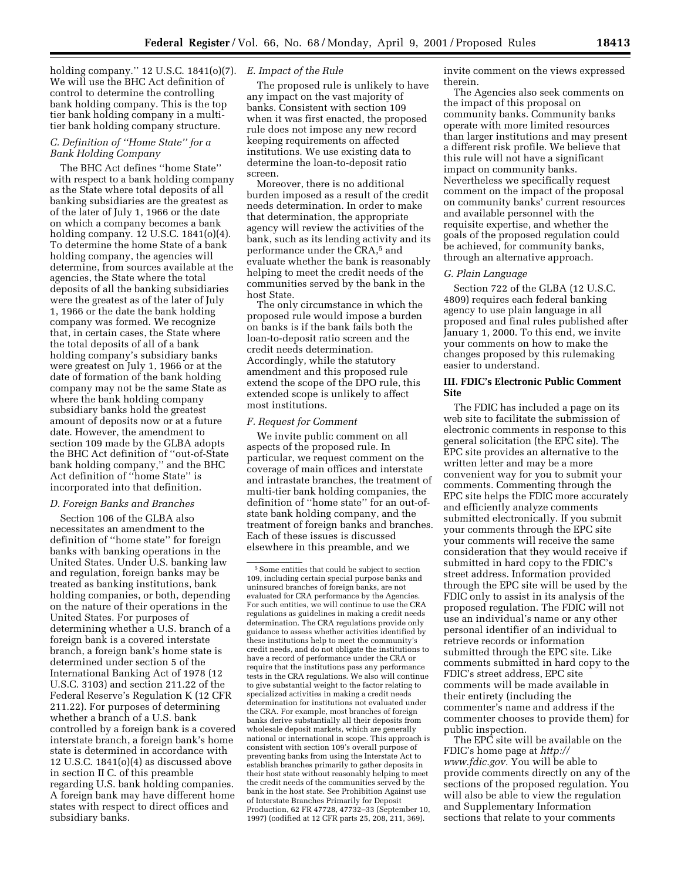holding company.'' 12 U.S.C. 1841(o)(7). We will use the BHC Act definition of control to determine the controlling bank holding company. This is the top tier bank holding company in a multi-tier bank holding company structure.

### C. Definition of ''Home State'' for a Bank Holding Company

The BHC Act defines ''home State'' with respect to a bank holding company as the State where total deposits of all banking subsidiaries are the greatest as of the later of July 1, 1966 or the date on which a company becomes a bank holding company. 12 U.S.C. 1841(o)(4). To determine the home State of a bank holding company, the agencies will determine, from sources available at the agencies, the State where the total deposits of all the banking subsidiaries were the greatest as of the later of July 1, 1966 or the date the bank holding company was formed. We recognize that, in certain cases, the State where the total deposits of all of a bank holding company's subsidiary banks were greatest on July 1, 1966 or at the date of formation of the bank holding company may not be the same State as where the bank holding company subsidiary banks hold the greatest amount of deposits now or at a future date. However, the amendment to section 109 made by the GLBA adopts the BHC Act definition of ''out-of-State bank holding company,'' and the BHC Act definition of ''home State'' is incorporated into that definition.

### D. Foreign Banks and Branches

Section 106 of the GLBA also necessitates an amendment to the definition of ''home state'' for foreign banks with banking operations in the United States. Under U.S. banking law and regulation, foreign banks may be treated as banking institutions, bank holding companies, or both, depending on the nature of their operations in the United States. For purposes of determining whether a U.S. branch of a foreign bank is a covered interstate branch, a foreign bank's home state is determined under section 5 of the International Banking Act of 1978 (12 U.S.C. 3103) and section 211.22 of the Federal Reserve's Regulation K (12 CFR 211.22). For purposes of determining whether a branch of a U.S. bank controlled by a foreign bank is a covered interstate branch, a foreign bank's home state is determined in accordance with 12 U.S.C. 1841(o)(4) as discussed above in section II C. of this preamble regarding U.S. bank holding companies. A foreign bank may have different home states with respect to direct offices and subsidiary banks.

### E. Impact of the Rule

The proposed rule is unlikely to have any impact on the vast majority of banks. Consistent with section 109 when it was first enacted, the proposed rule does not impose any new record keeping requirements on affected institutions. We use existing data to determine the loan-to-deposit ratio screen.

Moreover, there is no additional burden imposed as a result of the credit needs determination. In order to make that determination, the appropriate agency will review the activities of the bank, such as its lending activity and its performance under the CRA,[5] and evaluate whether the bank is reasonably helping to meet the credit needs of the communities served by the bank in the host State.

The only circumstance in which the proposed rule would impose a burden on banks is if the bank fails both the loan-to-deposit ratio screen and the credit needs determination. Accordingly, while the statutory amendment and this proposed rule extend the scope of the DPO rule, this extended scope is unlikely to affect most institutions.

### F. Request for Comment

We invite public comment on all aspects of the proposed rule. In particular, we request comment on the coverage of main offices and interstate and intrastate branches, the treatment of multi-tier bank holding companies, the definition of ''home state'' for an out-of-state bank holding company, and the treatment of foreign banks and branches. Each of these issues is discussed elsewhere in this preamble, and we invite comment on the views expressed therein.

The Agencies also seek comments on the impact of this proposal on community banks. Community banks operate with more limited resources than larger institutions and may present a different risk profile. We believe that this rule will not have a significant impact on community banks. Nevertheless we specifically request comment on the impact of the proposal on community banks' current resources and available personnel with the requisite expertise, and whether the goals of the proposed regulation could be achieved, for community banks, through an alternative approach.

### G. Plain Language

Section 722 of the GLBA (12 U.S.C. 4809) requires each federal banking agency to use plain language in all proposed and final rules published after January 1, 2000. To this end, we invite your comments on how to make the changes proposed by this rulemaking easier to understand.

## III. FDIC's Electronic Public Comment Site

The FDIC has included a page on its web site to facilitate the submission of electronic comments in response to this general solicitation (the EPC site). The EPC site provides an alternative to the written letter and may be a more convenient way for you to submit your comments. Commenting through the EPC site helps the FDIC more accurately and efficiently analyze comments submitted electronically. If you submit your comments through the EPC site your comments will receive the same consideration that they would receive if submitted in hard copy to the FDIC's street address. Information provided through the EPC site will be used by the FDIC only to assist in its analysis of the proposed regulation. The FDIC will not use an individual's name or any other personal identifier of an individual to retrieve records or information submitted through the EPC site. Like comments submitted in hard copy to the FDIC's street address, EPC site comments will be made available in their entirety (including the commenter's name and address if the commenter chooses to provide them) for public inspection.

The EPC site will be available on the FDIC's home page at *http://www.fdic.gov*. You will be able to provide comments directly on any of the sections of the proposed regulation. You will also be able to view the regulation and Supplementary Information sections that relate to your comments

---

[5] Some entities that could be subject to section 109, including certain special purpose banks and uninsured branches of foreign banks, are not evaluated for CRA performance by the Agencies. For such entities, we will continue to use the CRA regulations as guidelines in making a credit needs determination. The CRA regulations provide only guidance to assess whether activities identified by these institutions help to meet the community's credit needs, and do not obligate the institutions to have a record of performance under the CRA or require that the institutions pass any performance tests in the CRA regulations. We also will continue to give substantial weight to the factor relating to specialized activities in making a credit needs determination for institutions not evaluated under the CRA. For example, most branches of foreign banks derive substantially all their deposits from wholesale deposit markets, which are generally national or international in scope. This approach is consistent with section 109's overall purpose of preventing banks from using the Interstate Act to establish branches primarily to gather deposits in their host state without reasonably helping to meet the credit needs of the communities served by the bank in the host state. See Prohibition Against use of Interstate Branches Primarily for Deposit Production, 62 FR 47728, 47732–33 (September 10, 1997) (codified at 12 CFR parts 25, 208, 211, 369).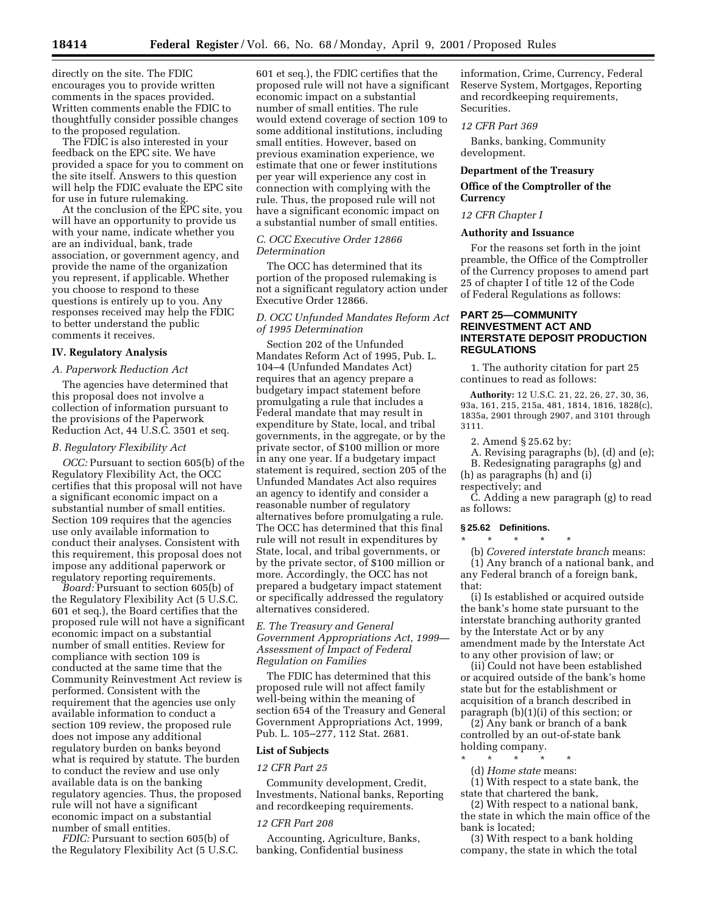directly on the site. The FDIC encourages you to provide written comments in the spaces provided. Written comments enable the FDIC to thoughtfully consider possible changes to the proposed regulation.

The FDIC is also interested in your feedback on the EPC site. We have provided a space for you to comment on the site itself. Answers to this question will help the FDIC evaluate the EPC site for use in future rulemaking.

At the conclusion of the EPC site, you will have an opportunity to provide us with your name, indicate whether you are an individual, bank, trade association, or government agency, and provide the name of the organization you represent, if applicable. Whether you choose to respond to these questions is entirely up to you. Any responses received may help the FDIC to better understand the public comments it receives.

## IV. Regulatory Analysis

### A. Paperwork Reduction Act

The agencies have determined that this proposal does not involve a collection of information pursuant to the provisions of the Paperwork Reduction Act, 44 U.S.C. 3501 et seq.

### B. Regulatory Flexibility Act

*OCC:* Pursuant to section 605(b) of the Regulatory Flexibility Act, the OCC certifies that this proposal will not have a significant economic impact on a substantial number of small entities. Section 109 requires that the agencies use only available information to conduct their analyses. Consistent with this requirement, this proposal does not impose any additional paperwork or regulatory reporting requirements.

*Board:* Pursuant to section 605(b) of the Regulatory Flexibility Act (5 U.S.C. 601 et seq.), the Board certifies that the proposed rule will not have a significant economic impact on a substantial number of small entities. Review for compliance with section 109 is conducted at the same time that the Community Reinvestment Act review is performed. Consistent with the requirement that the agencies use only available information to conduct a section 109 review, the proposed rule does not impose any additional regulatory burden on banks beyond what is required by statute. The burden to conduct the review and use only available data is on the banking regulatory agencies. Thus, the proposed rule will not have a significant economic impact on a substantial number of small entities.

*FDIC:* Pursuant to section 605(b) of the Regulatory Flexibility Act (5 U.S.C. 601 et seq.), the FDIC certifies that the proposed rule will not have a significant economic impact on a substantial number of small entities. The rule would extend coverage of section 109 to some additional institutions, including small entities. However, based on previous examination experience, we estimate that one or fewer institutions per year will experience any cost in connection with complying with the rule. Thus, the proposed rule will not have a significant economic impact on a substantial number of small entities.

### C. OCC Executive Order 12866 Determination

The OCC has determined that its portion of the proposed rulemaking is not a significant regulatory action under Executive Order 12866.

### D. OCC Unfunded Mandates Reform Act of 1995 Determination

Section 202 of the Unfunded Mandates Reform Act of 1995, Pub. L. 104–4 (Unfunded Mandates Act) requires that an agency prepare a budgetary impact statement before promulgating a rule that includes a Federal mandate that may result in expenditure by State, local, and tribal governments, in the aggregate, or by the private sector, of $100 million or more in any one year. If a budgetary impact statement is required, section 205 of the Unfunded Mandates Act also requires an agency to identify and consider a reasonable number of regulatory alternatives before promulgating a rule. The OCC has determined that this final rule will not result in expenditures by State, local, and tribal governments, or by the private sector, of $100 million or more. Accordingly, the OCC has not prepared a budgetary impact statement or specifically addressed the regulatory alternatives considered.

### E. The Treasury and General Government Appropriations Act, 1999—Assessment of Impact of Federal Regulation on Families

The FDIC has determined that this proposed rule will not affect family well-being within the meaning of section 654 of the Treasury and General Government Appropriations Act, 1999, Pub. L. 105–277, 112 Stat. 2681.

## List of Subjects

### 12 CFR Part 25

Community development, Credit, Investments, National banks, Reporting and recordkeeping requirements.

### 12 CFR Part 208

Accounting, Agriculture, Banks, banking, Confidential business information, Crime, Currency, Federal Reserve System, Mortgages, Reporting and recordkeeping requirements, Securities.

### 12 CFR Part 369

Banks, banking, Community development.

## Department of the Treasury

## Office of the Comptroller of the Currency

### 12 CFR Chapter I

## Authority and Issuance

For the reasons set forth in the joint preamble, the Office of the Comptroller of the Currency proposes to amend part 25 of chapter I of title 12 of the Code of Federal Regulations as follows:

## PART 25—COMMUNITY REINVESTMENT ACT AND INTERSTATE DEPOSIT PRODUCTION REGULATIONS

1. The authority citation for part 25 continues to read as follows:

**Authority:** 12 U.S.C. 21, 22, 26, 27, 30, 36, 93a, 161, 215, 215a, 481, 1814, 1816, 1828(c), 1835a, 2901 through 2907, and 3101 through 3111.

2. Amend § 25.62 by:

A. Revising paragraphs (b), (d) and (e);

B. Redesignating paragraphs (g) and (h) as paragraphs (h) and (i) respectively; and

C. Adding a new paragraph (g) to read as follows:

### § 25.62 Definitions.

\* \* \* \* \*

(b) *Covered interstate branch* means:

(1) Any branch of a national bank, and any Federal branch of a foreign bank, that:

(i) Is established or acquired outside the bank's home state pursuant to the interstate branching authority granted by the Interstate Act or by any amendment made by the Interstate Act to any other provision of law; or

(ii) Could not have been established or acquired outside of the bank's home state but for the establishment or acquisition of a branch described in paragraph (b)(1)(i) of this section; or

(2) Any bank or branch of a bank controlled by an out-of-state bank holding company.

\* \* \* \* \*

(d) *Home state* means:

(1) With respect to a state bank, the state that chartered the bank,

(2) With respect to a national bank, the state in which the main office of the bank is located;

(3) With respect to a bank holding company, the state in which the total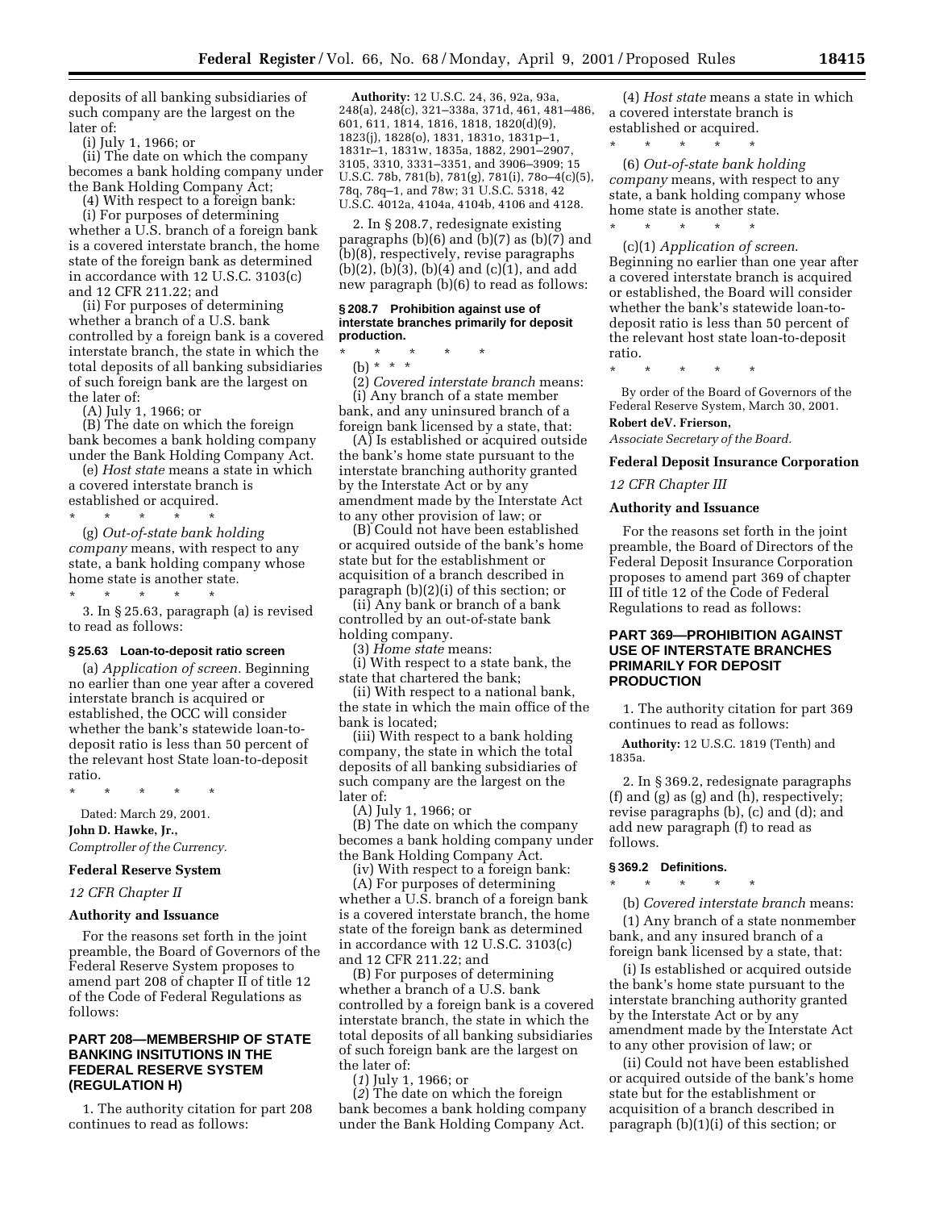deposits of all banking subsidiaries of such company are the largest on the later of:

(i) July 1, 1966; or

(ii) The date on which the company becomes a bank holding company under the Bank Holding Company Act;

(4) With respect to a foreign bank:

(i) For purposes of determining whether a U.S. branch of a foreign bank is a covered interstate branch, the home state of the foreign bank as determined in accordance with 12 U.S.C. 3103(c) and 12 CFR 211.22; and

(ii) For purposes of determining whether a branch of a U.S. bank controlled by a foreign bank is a covered interstate branch, the state in which the total deposits of all banking subsidiaries of such foreign bank are the largest on the later of:

(A) July 1, 1966; or

(B) The date on which the foreign bank becomes a bank holding company under the Bank Holding Company Act.

(e) *Host state* means a state in which a covered interstate branch is established or acquired.

\* \* \* \* \*

(g) *Out-of-state bank holding company* means, with respect to any state, a bank holding company whose home state is another state.

\* \* \* \* \*

3. In § 25.63, paragraph (a) is revised to read as follows:

**§ 25.63 Loan-to-deposit ratio screen**

(a) *Application of screen.* Beginning no earlier than one year after a covered interstate branch is acquired or established, the OCC will consider whether the bank's statewide loan-to-deposit ratio is less than 50 percent of the relevant host State loan-to-deposit ratio.

\* \* \* \* \*

Dated: March 29, 2001.

**John D. Hawke, Jr.,**

*Comptroller of the Currency.*

**Federal Reserve System**

*12 CFR Chapter II*

**Authority and Issuance**

For the reasons set forth in the joint preamble, the Board of Governors of the Federal Reserve System proposes to amend part 208 of chapter II of title 12 of the Code of Federal Regulations as follows:

## PART 208—MEMBERSHIP OF STATE BANKING INSITUTIONS IN THE FEDERAL RESERVE SYSTEM (REGULATION H)

1. The authority citation for part 208 continues to read as follows:

**Authority:** 12 U.S.C. 24, 36, 92a, 93a, 248(a), 248(c), 321–338a, 371d, 461, 481–486, 601, 611, 1814, 1816, 1818, 1820(d)(9), 1823(j), 1828(o), 1831, 1831o, 1831p–1, 1831r–1, 1831w, 1835a, 1882, 2901–2907, 3105, 3310, 3331–3351, and 3906–3909; 15 U.S.C. 78b, 781(b), 781(g), 781(i), 78o–4(c)(5), 78q, 78q–1, and 78w; 31 U.S.C. 5318, 42 U.S.C. 4012a, 4104a, 4104b, 4106 and 4128.

2. In § 208.7, redesignate existing paragraphs (b)(6) and (b)(7) as (b)(7) and (b)(8), respectively, revise paragraphs (b)(2), (b)(3), (b)(4) and (c)(1), and add new paragraph (b)(6) to read as follows:

**§ 208.7 Prohibition against use of interstate branches primarily for deposit production.**

\* \* \* \* \*

(b) \* \* \*

(2) *Covered interstate branch* means:

(i) Any branch of a state member bank, and any uninsured branch of a foreign bank licensed by a state, that:

(A) Is established or acquired outside the bank's home state pursuant to the interstate branching authority granted by the Interstate Act or by any amendment made by the Interstate Act to any other provision of law; or

(B) Could not have been established or acquired outside of the bank's home state but for the establishment or acquisition of a branch described in paragraph (b)(2)(i) of this section; or

(ii) Any bank or branch of a bank controlled by an out-of-state bank holding company.

(3) *Home state* means:

(i) With respect to a state bank, the state that chartered the bank;

(ii) With respect to a national bank, the state in which the main office of the bank is located;

(iii) With respect to a bank holding company, the state in which the total deposits of all banking subsidiaries of such company are the largest on the later of:

(A) July 1, 1966; or

(B) The date on which the company becomes a bank holding company under the Bank Holding Company Act.

(iv) With respect to a foreign bank:

(A) For purposes of determining whether a U.S. branch of a foreign bank is a covered interstate branch, the home state of the foreign bank as determined in accordance with 12 U.S.C. 3103(c) and 12 CFR 211.22; and

(B) For purposes of determining whether a branch of a U.S. bank controlled by a foreign bank is a covered interstate branch, the state in which the total deposits of all banking subsidiaries of such foreign bank are the largest on the later of:

(*1*) July 1, 1966; or

(*2*) The date on which the foreign bank becomes a bank holding company under the Bank Holding Company Act.

(4) *Host state* means a state in which a covered interstate branch is established or acquired.

\* \* \* \* \*

(6) *Out-of-state bank holding company* means, with respect to any state, a bank holding company whose home state is another state.

\* \* \* \* \*

(c)(1) *Application of screen.* Beginning no earlier than one year after a covered interstate branch is acquired or established, the Board will consider whether the bank's statewide loan-to-deposit ratio is less than 50 percent of the relevant host state loan-to-deposit ratio.

\* \* \* \* \*

By order of the Board of Governors of the Federal Reserve System, March 30, 2001.

**Robert deV. Frierson,**

*Associate Secretary of the Board.*

**Federal Deposit Insurance Corporation**

*12 CFR Chapter III*

**Authority and Issuance**

For the reasons set forth in the joint preamble, the Board of Directors of the Federal Deposit Insurance Corporation proposes to amend part 369 of chapter III of title 12 of the Code of Federal Regulations to read as follows:

## PART 369—PROHIBITION AGAINST USE OF INTERSTATE BRANCHES PRIMARILY FOR DEPOSIT PRODUCTION

1. The authority citation for part 369 continues to read as follows:

**Authority:** 12 U.S.C. 1819 (Tenth) and 1835a.

2. In § 369.2, redesignate paragraphs (f) and (g) as (g) and (h), respectively; revise paragraphs (b), (c) and (d); and add new paragraph (f) to read as follows:

**§ 369.2 Definitions.**

\* \* \* \* \*

(b) *Covered interstate branch* means:

(1) Any branch of a state nonmember bank, and any insured branch of a foreign bank licensed by a state, that:

(i) Is established or acquired outside the bank's home state pursuant to the interstate branching authority granted by the Interstate Act or by any amendment made by the Interstate Act to any other provision of law; or

(ii) Could not have been established or acquired outside of the bank's home state but for the establishment or acquisition of a branch described in paragraph (b)(1)(i) of this section; or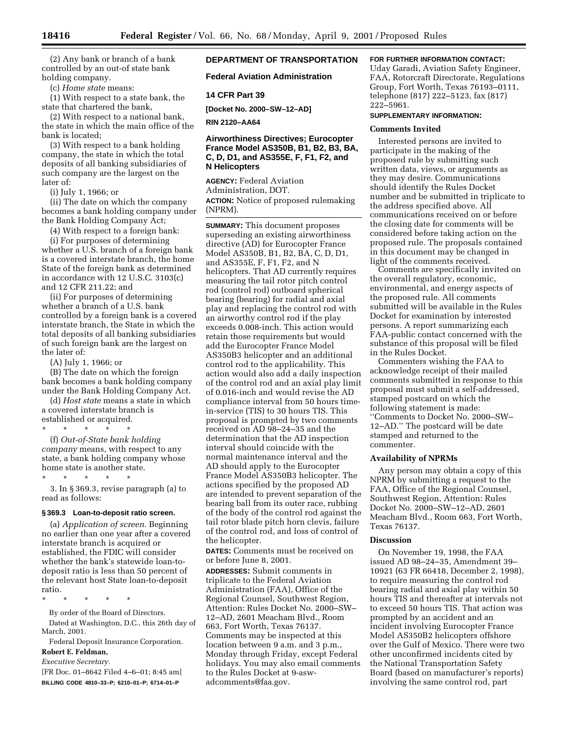(2) Any bank or branch of a bank controlled by an out-of state bank holding company.

(c) *Home state* means:

(1) With respect to a state bank, the state that chartered the bank,

(2) With respect to a national bank, the state in which the main office of the bank is located;

(3) With respect to a bank holding company, the state in which the total deposits of all banking subsidiaries of such company are the largest on the later of:

(i) July 1, 1966; or

(ii) The date on which the company becomes a bank holding company under the Bank Holding Company Act;

(4) With respect to a foreign bank:

(i) For purposes of determining whether a U.S. branch of a foreign bank is a covered interstate branch, the home State of the foreign bank as determined in accordance with 12 U.S.C. 3103(c) and 12 CFR 211.22; and

(ii) For purposes of determining whether a branch of a U.S. bank controlled by a foreign bank is a covered interstate branch, the State in which the total deposits of all banking subsidiaries of such foreign bank are the largest on the later of:

(A) July 1, 1966; or

(B) The date on which the foreign bank becomes a bank holding company under the Bank Holding Company Act.

(d) *Host state* means a state in which a covered interstate branch is established or acquired.

\* \* \* \* \*

(f) *Out-of-State bank holding company* means, with respect to any state, a bank holding company whose home state is another state.

\* \* \* \* \*

3. In § 369.3, revise paragraph (a) to read as follows:

**§ 369.3 Loan-to-deposit ratio screen.**

(a) *Application of screen.* Beginning no earlier than one year after a covered interstate branch is acquired or established, the FDIC will consider whether the bank's statewide loan-to-deposit ratio is less than 50 percent of the relevant host State loan-to-deposit ratio.

\* \* \* \* \*

By order of the Board of Directors.

Dated at Washington, D.C., this 26th day of March, 2001.

Federal Deposit Insurance Corporation.

**Robert E. Feldman,**

*Executive Secretary.*

[FR Doc. 01–8642 Filed 4–6–01; 8:45 am]

**BILLING CODE 4810–33–P; 6210–01–P; 6714–01–P**

## DEPARTMENT OF TRANSPORTATION

### Federal Aviation Administration

### 14 CFR Part 39

**[Docket No. 2000–SW–12–AD]**

**RIN 2120–AA64**

### Airworthiness Directives; Eurocopter France Model AS350B, B1, B2, B3, BA, C, D, D1, and AS355E, F, F1, F2, and N Helicopters

**AGENCY:** Federal Aviation Administration, DOT.

**ACTION:** Notice of proposed rulemaking (NPRM).

**SUMMARY:** This document proposes superseding an existing airworthiness directive (AD) for Eurocopter France Model AS350B, B1, B2, BA, C, D, D1, and AS355E, F, F1, F2, and N helicopters. That AD currently requires measuring the tail rotor pitch control rod (control rod) outboard spherical bearing (bearing) for radial and axial play and replacing the control rod with an airworthy control rod if the play exceeds 0.008-inch. This action would retain those requirements but would add the Eurocopter France Model AS350B3 helicopter and an additional control rod to the applicability. This action would also add a daily inspection of the control rod and an axial play limit of 0.016-inch and would revise the AD compliance interval from 50 hours time-in-service (TIS) to 30 hours TIS. This proposal is prompted by two comments received on AD 98–24–35 and the determination that the AD inspection interval should coincide with the normal maintenance interval and the AD should apply to the Eurocopter France Model AS350B3 helicopter. The actions specified by the proposed AD are intended to prevent separation of the bearing ball from its outer race, rubbing of the body of the control rod against the tail rotor blade pitch horn clevis, failure of the control rod, and loss of control of the helicopter.

**DATES:** Comments must be received on or before June 8, 2001.

**ADDRESSES:** Submit comments in triplicate to the Federal Aviation Administration (FAA), Office of the Regional Counsel, Southwest Region, Attention: Rules Docket No. 2000–SW–12–AD, 2601 Meacham Blvd., Room 663, Fort Worth, Texas 76137. Comments may be inspected at this location between 9 a.m. and 3 p.m., Monday through Friday, except Federal holidays. You may also email comments to the Rules Docket at 9-asw-adcomments@faa.gov.

**FOR FURTHER INFORMATION CONTACT:** Uday Garadi, Aviation Safety Engineer, FAA, Rotorcraft Directorate, Regulations Group, Fort Worth, Texas 76193–0111, telephone (817) 222–5123, fax (817) 222–5961.

**SUPPLEMENTARY INFORMATION:**

**Comments Invited**

Interested persons are invited to participate in the making of the proposed rule by submitting such written data, views, or arguments as they may desire. Communications should identify the Rules Docket number and be submitted in triplicate to the address specified above. All communications received on or before the closing date for comments will be considered before taking action on the proposed rule. The proposals contained in this document may be changed in light of the comments received.

Comments are specifically invited on the overall regulatory, economic, environmental, and energy aspects of the proposed rule. All comments submitted will be available in the Rules Docket for examination by interested persons. A report summarizing each FAA-public contact concerned with the substance of this proposal will be filed in the Rules Docket.

Commenters wishing the FAA to acknowledge receipt of their mailed comments submitted in response to this proposal must submit a self-addressed, stamped postcard on which the following statement is made: ''Comments to Docket No. 2000–SW–12–AD.'' The postcard will be date stamped and returned to the commenter.

**Availability of NPRMs**

Any person may obtain a copy of this NPRM by submitting a request to the FAA, Office of the Regional Counsel, Southwest Region, Attention: Rules Docket No. 2000–SW–12–AD, 2601 Meacham Blvd., Room 663, Fort Worth, Texas 76137.

**Discussion**

On November 19, 1998, the FAA issued AD 98–24–35, Amendment 39–10921 (63 FR 66418, December 2, 1998), to require measuring the control rod bearing radial and axial play within 50 hours TIS and thereafter at intervals not to exceed 50 hours TIS. That action was prompted by an accident and an incident involving Eurocopter France Model AS350B2 helicopters offshore over the Gulf of Mexico. There were two other unconfirmed incidents cited by the National Transportation Safety Board (based on manufacturer's reports) involving the same control rod, part